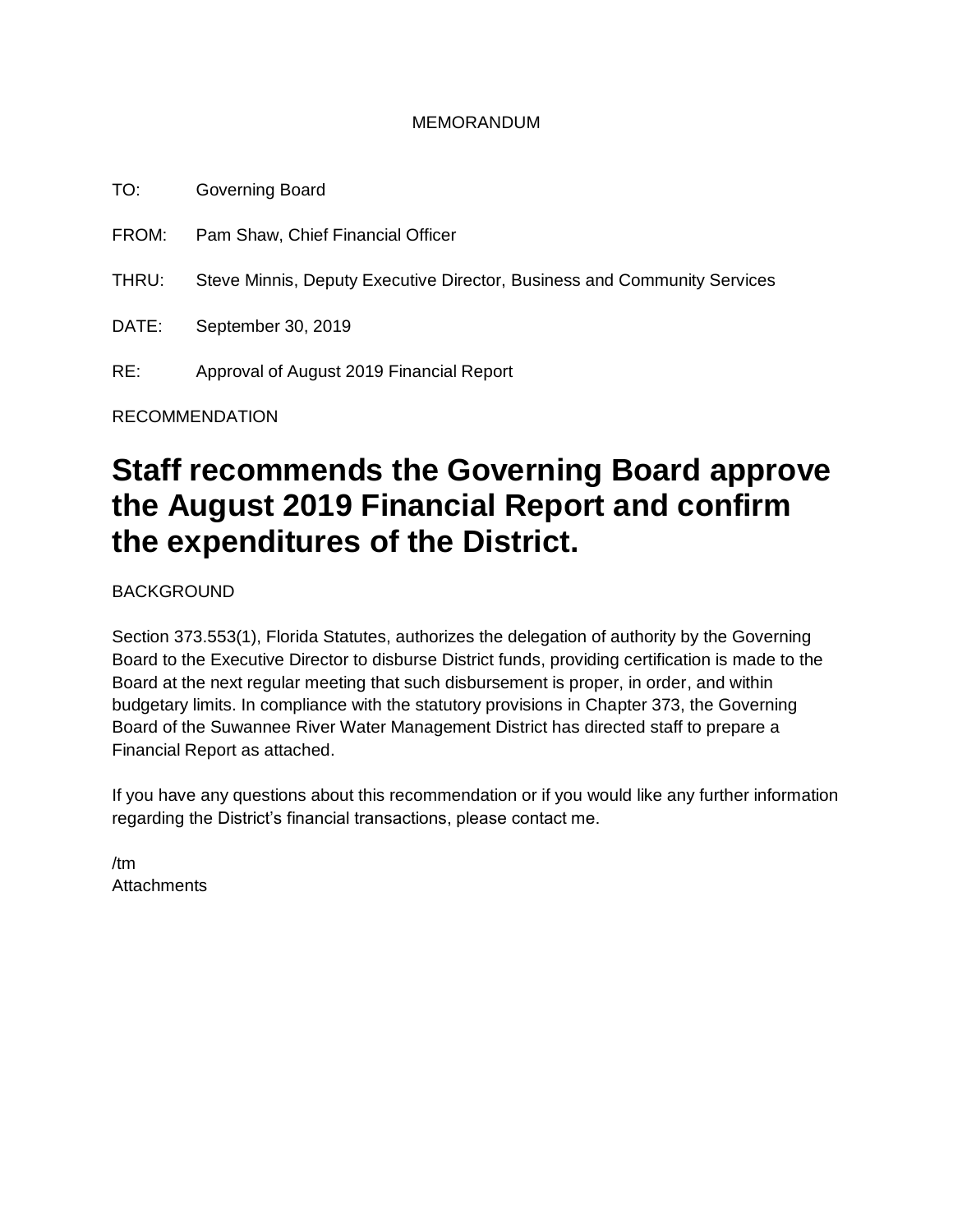MEMORANDUM

TO: Governing Board

FROM: Pam Shaw, Chief Financial Officer

THRU: Steve Minnis, Deputy Executive Director, Business and Community Services

DATE: September 30, 2019

RE: Approval of August 2019 Financial Report

RECOMMENDATION

# Staff recommends the Governing Board approve the August 2019 Financial Report and confirm the expenditures of the District.

BACKGROUND

Section 373.553(1), Florida Statutes, authorizes the delegation of authority by the Governing Board to the Executive Director to disburse District funds, providing certification is made to the Board at the next regular meeting that such disbursement is proper, in order, and within budgetary limits. In compliance with the statutory provisions in Chapter 373, the Governing Board of the Suwannee River Water Management District has directed staff to prepare a Financial Report as attached.

If you have any questions about this recommendation or if you would like any further information regarding the District's financial transactions, please contact me.

/tm
Attachments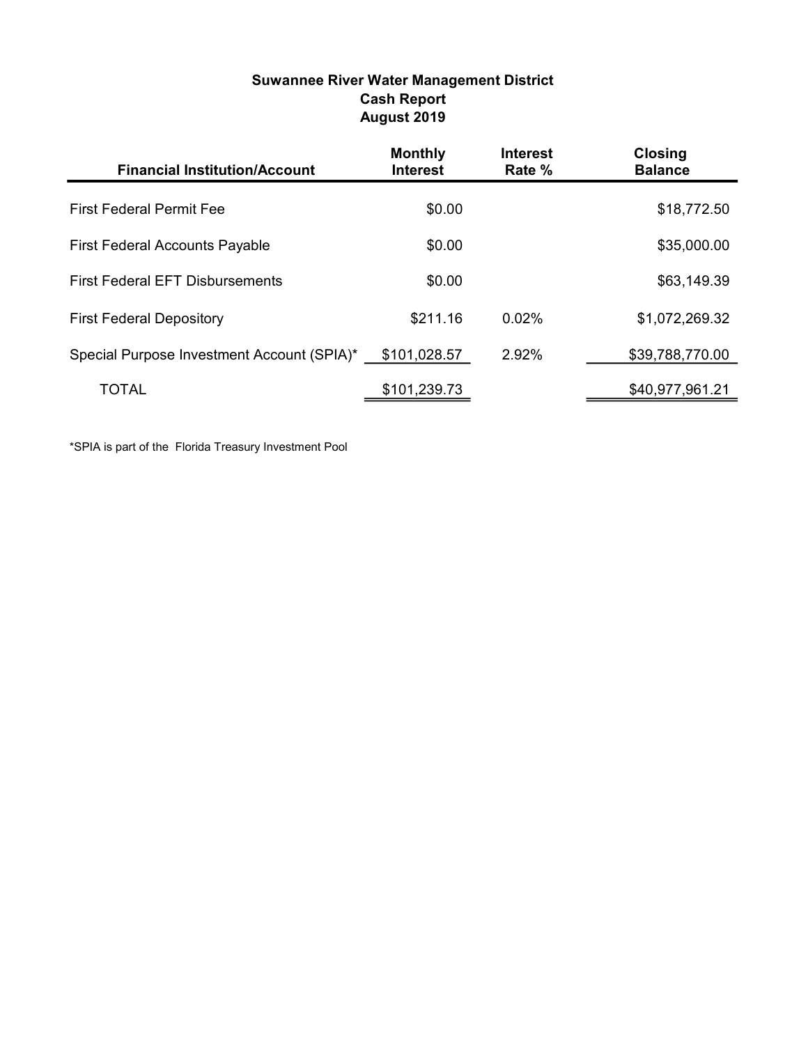**Suwannee River Water Management District**
**Cash Report**
**August 2019**

| Financial Institution/Account | Monthly Interest | Interest Rate % | Closing Balance |
|---|---|---|---|
| First Federal Permit Fee | $0.00 | | $18,772.50 |
| First Federal Accounts Payable | $0.00 | | $35,000.00 |
| First Federal EFT Disbursements | $0.00 | | $63,149.39 |
| First Federal Depository | $211.16 | 0.02% | $1,072,269.32 |
| Special Purpose Investment Account (SPIA)* | $101,028.57 | 2.92% | $39,788,770.00 |
| TOTAL | $101,239.73 | | $40,977,961.21 |

*SPIA is part of the Florida Treasury Investment Pool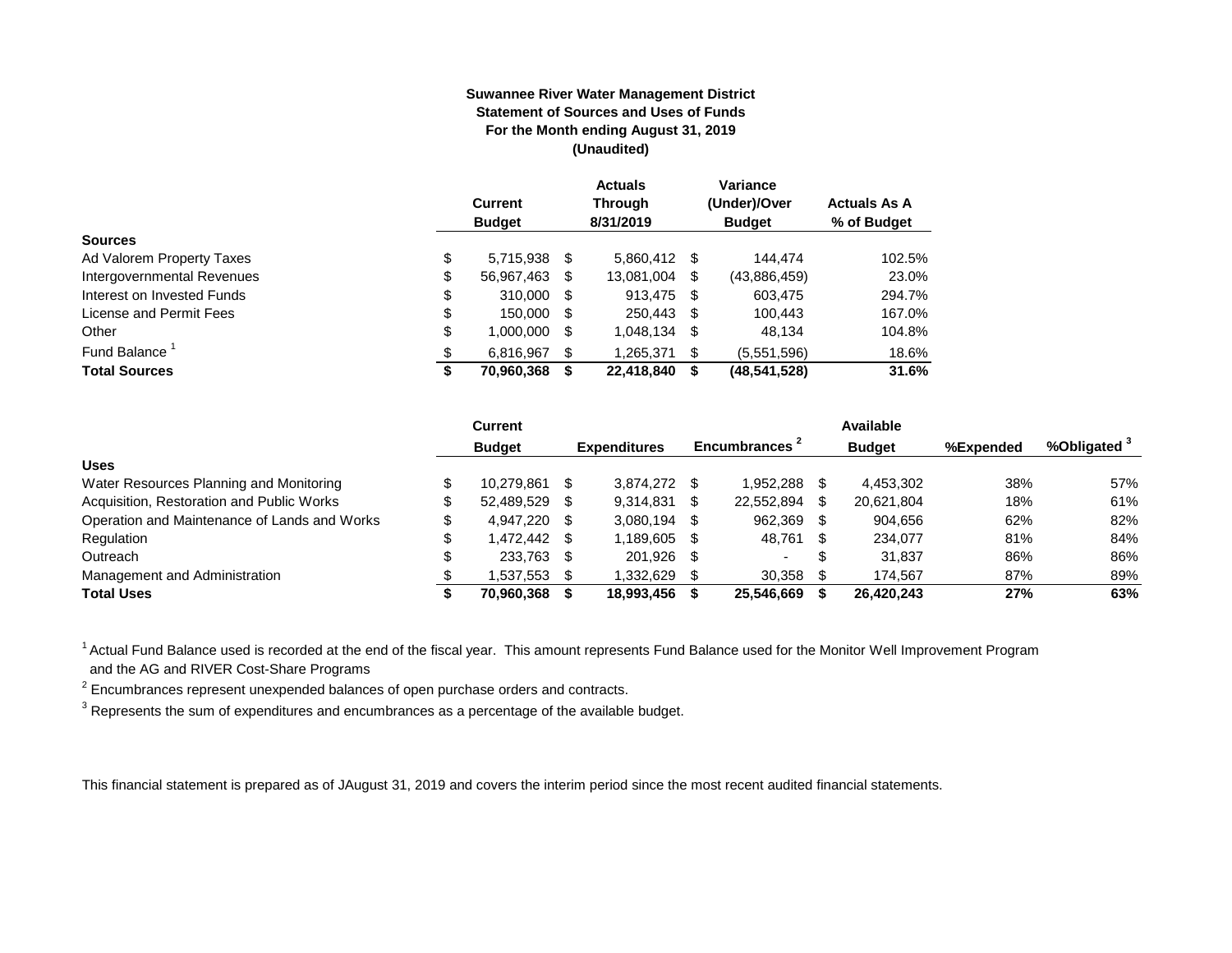**Suwannee River Water Management District**
**Statement of Sources and Uses of Funds**
**For the Month ending August 31, 2019**
**(Unaudited)**

| | Current Budget | Actuals Through 8/31/2019 | Variance (Under)/Over Budget | Actuals As A % of Budget |
|---|---|---|---|---|
| **Sources** | | | | |
| Ad Valorem Property Taxes | $ 5,715,938 | $ 5,860,412 | $ 144,474 | 102.5% |
| Intergovernmental Revenues | $ 56,967,463 | $ 13,081,004 | $ (43,886,459) | 23.0% |
| Interest on Invested Funds | $ 310,000 | $ 913,475 | $ 603,475 | 294.7% |
| License and Permit Fees | $ 150,000 | $ 250,443 | $ 100,443 | 167.0% |
| Other | $ 1,000,000 | $ 1,048,134 | $ 48,134 | 104.8% |
| Fund Balance [1] | $ 6,816,967 | $ 1,265,371 | $ (5,551,596) | 18.6% |
| **Total Sources** | **$ 70,960,368** | **$ 22,418,840** | **$ (48,541,528)** | **31.6%** |

| | Current Budget | Expenditures | Encumbrances [2] | Available Budget | %Expended | %Obligated [3] |
|---|---|---|---|---|---|---|
| **Uses** | | | | | | |
| Water Resources Planning and Monitoring | $ 10,279,861 | $ 3,874,272 | $ 1,952,288 | $ 4,453,302 | 38% | 57% |
| Acquisition, Restoration and Public Works | $ 52,489,529 | $ 9,314,831 | $ 22,552,894 | $ 20,621,804 | 18% | 61% |
| Operation and Maintenance of Lands and Works | $ 4,947,220 | $ 3,080,194 | $ 962,369 | $ 904,656 | 62% | 82% |
| Regulation | $ 1,472,442 | $ 1,189,605 | $ 48,761 | $ 234,077 | 81% | 84% |
| Outreach | $ 233,763 | $ 201,926 | $ - | $ 31,837 | 86% | 86% |
| Management and Administration | $ 1,537,553 | $ 1,332,629 | $ 30,358 | $ 174,567 | 87% | 89% |
| **Total Uses** | **$ 70,960,368** | **$ 18,993,456** | **$ 25,546,669** | **$ 26,420,243** | **27%** | **63%** |

[1] Actual Fund Balance used is recorded at the end of the fiscal year. This amount represents Fund Balance used for the Monitor Well Improvement Program and the AG and RIVER Cost-Share Programs

[2] Encumbrances represent unexpended balances of open purchase orders and contracts.

[3] Represents the sum of expenditures and encumbrances as a percentage of the available budget.

This financial statement is prepared as of JAugust 31, 2019 and covers the interim period since the most recent audited financial statements.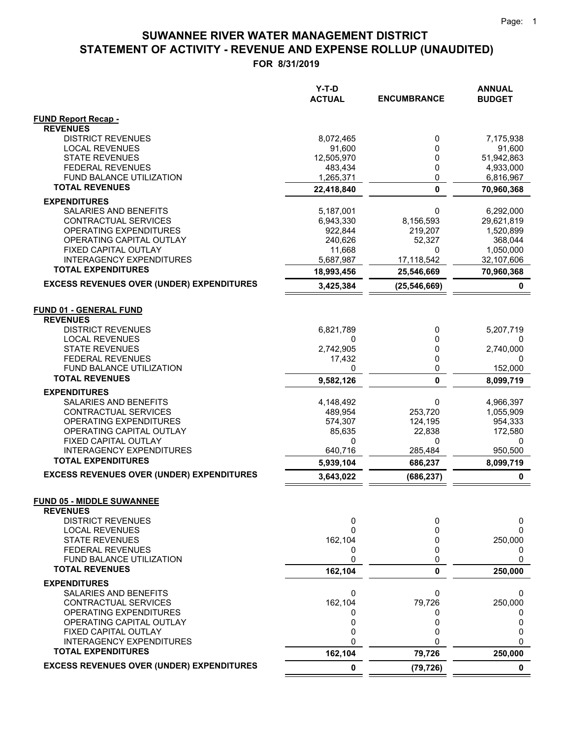# SUWANNEE RIVER WATER MANAGEMENT DISTRICT
## STATEMENT OF ACTIVITY - REVENUE AND EXPENSE ROLLUP (UNAUDITED)
### FOR 8/31/2019

| | Y-T-D ACTUAL | ENCUMBRANCE | ANNUAL BUDGET |
|---|---|---|---|
| **FUND Report Recap -** | | | |
| **REVENUES** | | | |
| DISTRICT REVENUES | 8,072,465 | 0 | 7,175,938 |
| LOCAL REVENUES | 91,600 | 0 | 91,600 |
| STATE REVENUES | 12,505,970 | 0 | 51,942,863 |
| FEDERAL REVENUES | 483,434 | 0 | 4,933,000 |
| FUND BALANCE UTILIZATION | 1,265,371 | 0 | 6,816,967 |
| **TOTAL REVENUES** | **22,418,840** | **0** | **70,960,368** |
| **EXPENDITURES** | | | |
| SALARIES AND BENEFITS | 5,187,001 | 0 | 6,292,000 |
| CONTRACTUAL SERVICES | 6,943,330 | 8,156,593 | 29,621,819 |
| OPERATING EXPENDITURES | 922,844 | 219,207 | 1,520,899 |
| OPERATING CAPITAL OUTLAY | 240,626 | 52,327 | 368,044 |
| FIXED CAPITAL OUTLAY | 11,668 | 0 | 1,050,000 |
| INTERAGENCY EXPENDITURES | 5,687,987 | 17,118,542 | 32,107,606 |
| **TOTAL EXPENDITURES** | **18,993,456** | **25,546,669** | **70,960,368** |
| **EXCESS REVENUES OVER (UNDER) EXPENDITURES** | **3,425,384** | **(25,546,669)** | **0** |
| **FUND 01 - GENERAL FUND** | | | |
| **REVENUES** | | | |
| DISTRICT REVENUES | 6,821,789 | 0 | 5,207,719 |
| LOCAL REVENUES | 0 | 0 | 0 |
| STATE REVENUES | 2,742,905 | 0 | 2,740,000 |
| FEDERAL REVENUES | 17,432 | 0 | 0 |
| FUND BALANCE UTILIZATION | 0 | 0 | 152,000 |
| **TOTAL REVENUES** | **9,582,126** | **0** | **8,099,719** |
| **EXPENDITURES** | | | |
| SALARIES AND BENEFITS | 4,148,492 | 0 | 4,966,397 |
| CONTRACTUAL SERVICES | 489,954 | 253,720 | 1,055,909 |
| OPERATING EXPENDITURES | 574,307 | 124,195 | 954,333 |
| OPERATING CAPITAL OUTLAY | 85,635 | 22,838 | 172,580 |
| FIXED CAPITAL OUTLAY | 0 | 0 | 0 |
| INTERAGENCY EXPENDITURES | 640,716 | 285,484 | 950,500 |
| **TOTAL EXPENDITURES** | **5,939,104** | **686,237** | **8,099,719** |
| **EXCESS REVENUES OVER (UNDER) EXPENDITURES** | **3,643,022** | **(686,237)** | **0** |
| **FUND 05 - MIDDLE SUWANNEE** | | | |
| **REVENUES** | | | |
| DISTRICT REVENUES | 0 | 0 | 0 |
| LOCAL REVENUES | 0 | 0 | 0 |
| STATE REVENUES | 162,104 | 0 | 250,000 |
| FEDERAL REVENUES | 0 | 0 | 0 |
| FUND BALANCE UTILIZATION | 0 | 0 | 0 |
| **TOTAL REVENUES** | **162,104** | **0** | **250,000** |
| **EXPENDITURES** | | | |
| SALARIES AND BENEFITS | 0 | 0 | 0 |
| CONTRACTUAL SERVICES | 162,104 | 79,726 | 250,000 |
| OPERATING EXPENDITURES | 0 | 0 | 0 |
| OPERATING CAPITAL OUTLAY | 0 | 0 | 0 |
| FIXED CAPITAL OUTLAY | 0 | 0 | 0 |
| INTERAGENCY EXPENDITURES | 0 | 0 | 0 |
| **TOTAL EXPENDITURES** | **162,104** | **79,726** | **250,000** |
| **EXCESS REVENUES OVER (UNDER) EXPENDITURES** | **0** | **(79,726)** | **0** |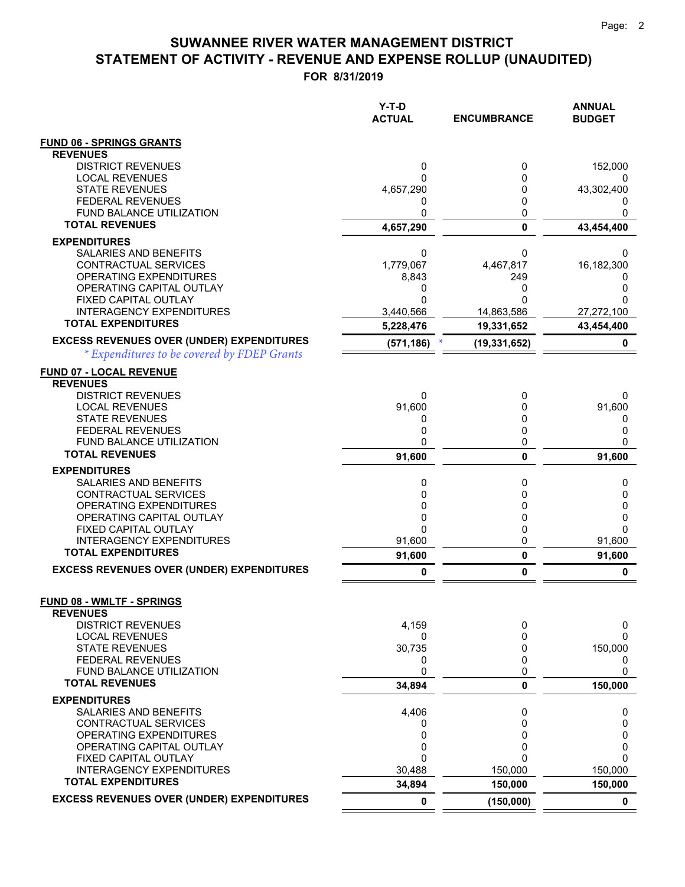# SUWANNEE RIVER WATER MANAGEMENT DISTRICT
## STATEMENT OF ACTIVITY - REVENUE AND EXPENSE ROLLUP (UNAUDITED)
### FOR 8/31/2019

| | Y-T-D ACTUAL | ENCUMBRANCE | ANNUAL BUDGET |
|---|---|---|---|
| **FUND 06 - SPRINGS GRANTS** | | | |
| **REVENUES** | | | |
| DISTRICT REVENUES | 0 | 0 | 152,000 |
| LOCAL REVENUES | 0 | 0 | 0 |
| STATE REVENUES | 4,657,290 | 0 | 43,302,400 |
| FEDERAL REVENUES | 0 | 0 | 0 |
| FUND BALANCE UTILIZATION | 0 | 0 | 0 |
| **TOTAL REVENUES** | **4,657,290** | **0** | **43,454,400** |
| **EXPENDITURES** | | | |
| SALARIES AND BENEFITS | 0 | 0 | 0 |
| CONTRACTUAL SERVICES | 1,779,067 | 4,467,817 | 16,182,300 |
| OPERATING EXPENDITURES | 8,843 | 249 | 0 |
| OPERATING CAPITAL OUTLAY | 0 | 0 | 0 |
| FIXED CAPITAL OUTLAY | 0 | 0 | 0 |
| INTERAGENCY EXPENDITURES | 3,440,566 | 14,863,586 | 27,272,100 |
| **TOTAL EXPENDITURES** | **5,228,476** | **19,331,652** | **43,454,400** |
| **EXCESS REVENUES OVER (UNDER) EXPENDITURES** | **(571,186)** * | **(19,331,652)** | **0** |
| *\* Expenditures to be covered by FDEP Grants* | | | |
| **FUND 07 - LOCAL REVENUE** | | | |
| **REVENUES** | | | |
| DISTRICT REVENUES | 0 | 0 | 0 |
| LOCAL REVENUES | 91,600 | 0 | 91,600 |
| STATE REVENUES | 0 | 0 | 0 |
| FEDERAL REVENUES | 0 | 0 | 0 |
| FUND BALANCE UTILIZATION | 0 | 0 | 0 |
| **TOTAL REVENUES** | **91,600** | **0** | **91,600** |
| **EXPENDITURES** | | | |
| SALARIES AND BENEFITS | 0 | 0 | 0 |
| CONTRACTUAL SERVICES | 0 | 0 | 0 |
| OPERATING EXPENDITURES | 0 | 0 | 0 |
| OPERATING CAPITAL OUTLAY | 0 | 0 | 0 |
| FIXED CAPITAL OUTLAY | 0 | 0 | 0 |
| INTERAGENCY EXPENDITURES | 91,600 | 0 | 91,600 |
| **TOTAL EXPENDITURES** | **91,600** | **0** | **91,600** |
| **EXCESS REVENUES OVER (UNDER) EXPENDITURES** | **0** | **0** | **0** |
| **FUND 08 - WMLTF - SPRINGS** | | | |
| **REVENUES** | | | |
| DISTRICT REVENUES | 4,159 | 0 | 0 |
| LOCAL REVENUES | 0 | 0 | 0 |
| STATE REVENUES | 30,735 | 0 | 150,000 |
| FEDERAL REVENUES | 0 | 0 | 0 |
| FUND BALANCE UTILIZATION | 0 | 0 | 0 |
| **TOTAL REVENUES** | **34,894** | **0** | **150,000** |
| **EXPENDITURES** | | | |
| SALARIES AND BENEFITS | 4,406 | 0 | 0 |
| CONTRACTUAL SERVICES | 0 | 0 | 0 |
| OPERATING EXPENDITURES | 0 | 0 | 0 |
| OPERATING CAPITAL OUTLAY | 0 | 0 | 0 |
| FIXED CAPITAL OUTLAY | 0 | 0 | 0 |
| INTERAGENCY EXPENDITURES | 30,488 | 150,000 | 150,000 |
| **TOTAL EXPENDITURES** | **34,894** | **150,000** | **150,000** |
| **EXCESS REVENUES OVER (UNDER) EXPENDITURES** | **0** | **(150,000)** | **0** |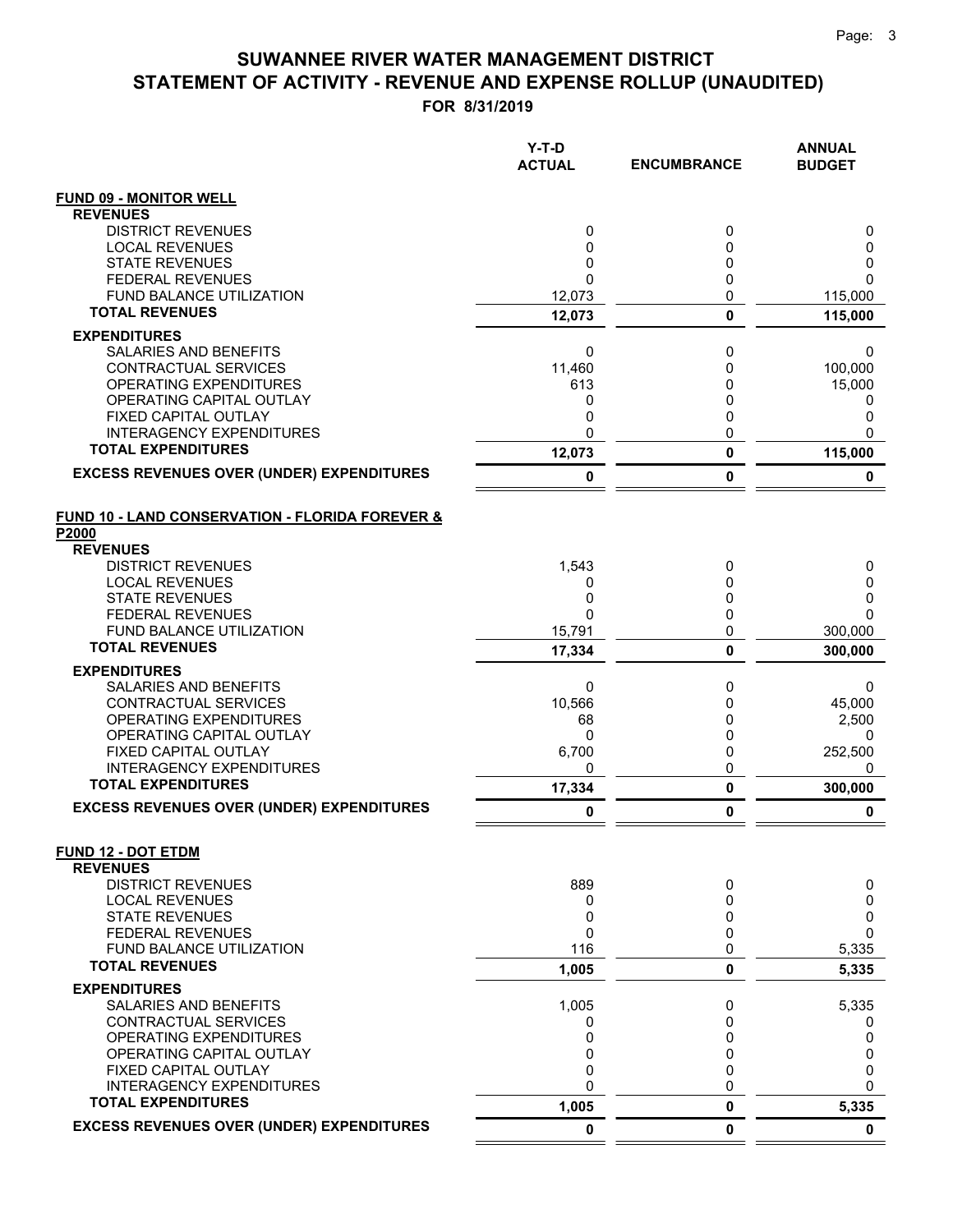# SUWANNEE RIVER WATER MANAGEMENT DISTRICT
## STATEMENT OF ACTIVITY - REVENUE AND EXPENSE ROLLUP (UNAUDITED)
### FOR 8/31/2019

| | Y-T-D ACTUAL | ENCUMBRANCE | ANNUAL BUDGET |
|---|---|---|---|
| **FUND 09 - MONITOR WELL** | | | |
| **REVENUES** | | | |
| DISTRICT REVENUES | 0 | 0 | 0 |
| LOCAL REVENUES | 0 | 0 | 0 |
| STATE REVENUES | 0 | 0 | 0 |
| FEDERAL REVENUES | 0 | 0 | 0 |
| FUND BALANCE UTILIZATION | 12,073 | 0 | 115,000 |
| **TOTAL REVENUES** | **12,073** | **0** | **115,000** |
| **EXPENDITURES** | | | |
| SALARIES AND BENEFITS | 0 | 0 | 0 |
| CONTRACTUAL SERVICES | 11,460 | 0 | 100,000 |
| OPERATING EXPENDITURES | 613 | 0 | 15,000 |
| OPERATING CAPITAL OUTLAY | 0 | 0 | 0 |
| FIXED CAPITAL OUTLAY | 0 | 0 | 0 |
| INTERAGENCY EXPENDITURES | 0 | 0 | 0 |
| **TOTAL EXPENDITURES** | **12,073** | **0** | **115,000** |
| **EXCESS REVENUES OVER (UNDER) EXPENDITURES** | **0** | **0** | **0** |
| **FUND 10 - LAND CONSERVATION - FLORIDA FOREVER & P2000** | | | |
| **REVENUES** | | | |
| DISTRICT REVENUES | 1,543 | 0 | 0 |
| LOCAL REVENUES | 0 | 0 | 0 |
| STATE REVENUES | 0 | 0 | 0 |
| FEDERAL REVENUES | 0 | 0 | 0 |
| FUND BALANCE UTILIZATION | 15,791 | 0 | 300,000 |
| **TOTAL REVENUES** | **17,334** | **0** | **300,000** |
| **EXPENDITURES** | | | |
| SALARIES AND BENEFITS | 0 | 0 | 0 |
| CONTRACTUAL SERVICES | 10,566 | 0 | 45,000 |
| OPERATING EXPENDITURES | 68 | 0 | 2,500 |
| OPERATING CAPITAL OUTLAY | 0 | 0 | 0 |
| FIXED CAPITAL OUTLAY | 6,700 | 0 | 252,500 |
| INTERAGENCY EXPENDITURES | 0 | 0 | 0 |
| **TOTAL EXPENDITURES** | **17,334** | **0** | **300,000** |
| **EXCESS REVENUES OVER (UNDER) EXPENDITURES** | **0** | **0** | **0** |
| **FUND 12 - DOT ETDM** | | | |
| **REVENUES** | | | |
| DISTRICT REVENUES | 889 | 0 | 0 |
| LOCAL REVENUES | 0 | 0 | 0 |
| STATE REVENUES | 0 | 0 | 0 |
| FEDERAL REVENUES | 0 | 0 | 0 |
| FUND BALANCE UTILIZATION | 116 | 0 | 5,335 |
| **TOTAL REVENUES** | **1,005** | **0** | **5,335** |
| **EXPENDITURES** | | | |
| SALARIES AND BENEFITS | 1,005 | 0 | 5,335 |
| CONTRACTUAL SERVICES | 0 | 0 | 0 |
| OPERATING EXPENDITURES | 0 | 0 | 0 |
| OPERATING CAPITAL OUTLAY | 0 | 0 | 0 |
| FIXED CAPITAL OUTLAY | 0 | 0 | 0 |
| INTERAGENCY EXPENDITURES | 0 | 0 | 0 |
| **TOTAL EXPENDITURES** | **1,005** | **0** | **5,335** |
| **EXCESS REVENUES OVER (UNDER) EXPENDITURES** | **0** | **0** | **0** |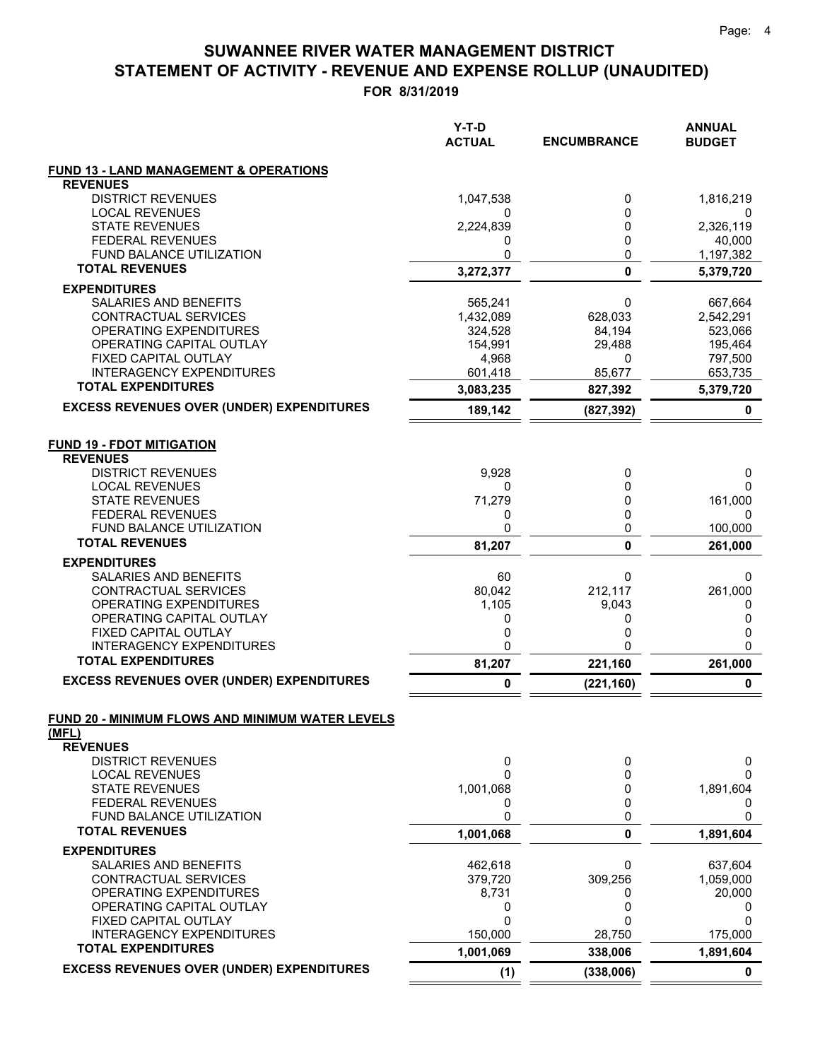# SUWANNEE RIVER WATER MANAGEMENT DISTRICT
# STATEMENT OF ACTIVITY - REVENUE AND EXPENSE ROLLUP (UNAUDITED)
## FOR 8/31/2019

| | Y-T-D ACTUAL | ENCUMBRANCE | ANNUAL BUDGET |
|---|---|---|---|
| **FUND 13 - LAND MANAGEMENT & OPERATIONS** | | | |
| **REVENUES** | | | |
| DISTRICT REVENUES | 1,047,538 | 0 | 1,816,219 |
| LOCAL REVENUES | 0 | 0 | 0 |
| STATE REVENUES | 2,224,839 | 0 | 2,326,119 |
| FEDERAL REVENUES | 0 | 0 | 40,000 |
| FUND BALANCE UTILIZATION | 0 | 0 | 1,197,382 |
| **TOTAL REVENUES** | **3,272,377** | **0** | **5,379,720** |
| **EXPENDITURES** | | | |
| SALARIES AND BENEFITS | 565,241 | 0 | 667,664 |
| CONTRACTUAL SERVICES | 1,432,089 | 628,033 | 2,542,291 |
| OPERATING EXPENDITURES | 324,528 | 84,194 | 523,066 |
| OPERATING CAPITAL OUTLAY | 154,991 | 29,488 | 195,464 |
| FIXED CAPITAL OUTLAY | 4,968 | 0 | 797,500 |
| INTERAGENCY EXPENDITURES | 601,418 | 85,677 | 653,735 |
| **TOTAL EXPENDITURES** | **3,083,235** | **827,392** | **5,379,720** |
| **EXCESS REVENUES OVER (UNDER) EXPENDITURES** | **189,142** | **(827,392)** | **0** |
| **FUND 19 - FDOT MITIGATION** | | | |
| **REVENUES** | | | |
| DISTRICT REVENUES | 9,928 | 0 | 0 |
| LOCAL REVENUES | 0 | 0 | 0 |
| STATE REVENUES | 71,279 | 0 | 161,000 |
| FEDERAL REVENUES | 0 | 0 | 0 |
| FUND BALANCE UTILIZATION | 0 | 0 | 100,000 |
| **TOTAL REVENUES** | **81,207** | **0** | **261,000** |
| **EXPENDITURES** | | | |
| SALARIES AND BENEFITS | 60 | 0 | 0 |
| CONTRACTUAL SERVICES | 80,042 | 212,117 | 261,000 |
| OPERATING EXPENDITURES | 1,105 | 9,043 | 0 |
| OPERATING CAPITAL OUTLAY | 0 | 0 | 0 |
| FIXED CAPITAL OUTLAY | 0 | 0 | 0 |
| INTERAGENCY EXPENDITURES | 0 | 0 | 0 |
| **TOTAL EXPENDITURES** | **81,207** | **221,160** | **261,000** |
| **EXCESS REVENUES OVER (UNDER) EXPENDITURES** | **0** | **(221,160)** | **0** |
| **FUND 20 - MINIMUM FLOWS AND MINIMUM WATER LEVELS (MFL)** | | | |
| **REVENUES** | | | |
| DISTRICT REVENUES | 0 | 0 | 0 |
| LOCAL REVENUES | 0 | 0 | 0 |
| STATE REVENUES | 1,001,068 | 0 | 1,891,604 |
| FEDERAL REVENUES | 0 | 0 | 0 |
| FUND BALANCE UTILIZATION | 0 | 0 | 0 |
| **TOTAL REVENUES** | **1,001,068** | **0** | **1,891,604** |
| **EXPENDITURES** | | | |
| SALARIES AND BENEFITS | 462,618 | 0 | 637,604 |
| CONTRACTUAL SERVICES | 379,720 | 309,256 | 1,059,000 |
| OPERATING EXPENDITURES | 8,731 | 0 | 20,000 |
| OPERATING CAPITAL OUTLAY | 0 | 0 | 0 |
| FIXED CAPITAL OUTLAY | 0 | 0 | 0 |
| INTERAGENCY EXPENDITURES | 150,000 | 28,750 | 175,000 |
| **TOTAL EXPENDITURES** | **1,001,069** | **338,006** | **1,891,604** |
| **EXCESS REVENUES OVER (UNDER) EXPENDITURES** | **(1)** | **(338,006)** | **0** |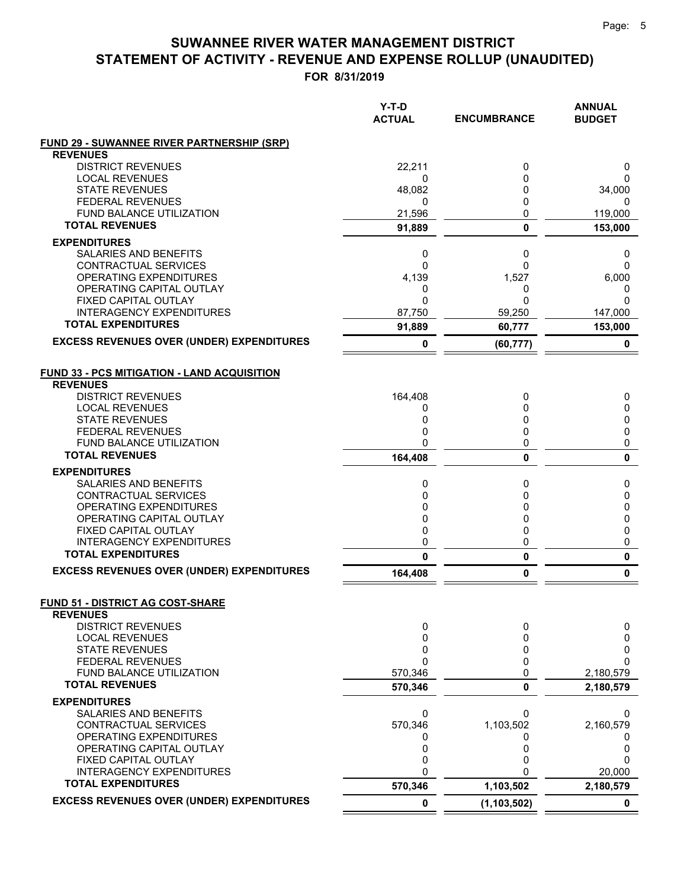# SUWANNEE RIVER WATER MANAGEMENT DISTRICT
# STATEMENT OF ACTIVITY - REVENUE AND EXPENSE ROLLUP (UNAUDITED)

**FOR 8/31/2019**

| | Y-T-D ACTUAL | ENCUMBRANCE | ANNUAL BUDGET |
|---|---|---|---|
| **FUND 29 - SUWANNEE RIVER PARTNERSHIP (SRP)** | | | |
| **REVENUES** | | | |
| DISTRICT REVENUES | 22,211 | 0 | 0 |
| LOCAL REVENUES | 0 | 0 | 0 |
| STATE REVENUES | 48,082 | 0 | 34,000 |
| FEDERAL REVENUES | 0 | 0 | 0 |
| FUND BALANCE UTILIZATION | 21,596 | 0 | 119,000 |
| **TOTAL REVENUES** | **91,889** | **0** | **153,000** |
| **EXPENDITURES** | | | |
| SALARIES AND BENEFITS | 0 | 0 | 0 |
| CONTRACTUAL SERVICES | 0 | 0 | 0 |
| OPERATING EXPENDITURES | 4,139 | 1,527 | 6,000 |
| OPERATING CAPITAL OUTLAY | 0 | 0 | 0 |
| FIXED CAPITAL OUTLAY | 0 | 0 | 0 |
| INTERAGENCY EXPENDITURES | 87,750 | 59,250 | 147,000 |
| **TOTAL EXPENDITURES** | **91,889** | **60,777** | **153,000** |
| **EXCESS REVENUES OVER (UNDER) EXPENDITURES** | **0** | **(60,777)** | **0** |
| **FUND 33 - PCS MITIGATION - LAND ACQUISITION** | | | |
| **REVENUES** | | | |
| DISTRICT REVENUES | 164,408 | 0 | 0 |
| LOCAL REVENUES | 0 | 0 | 0 |
| STATE REVENUES | 0 | 0 | 0 |
| FEDERAL REVENUES | 0 | 0 | 0 |
| FUND BALANCE UTILIZATION | 0 | 0 | 0 |
| **TOTAL REVENUES** | **164,408** | **0** | **0** |
| **EXPENDITURES** | | | |
| SALARIES AND BENEFITS | 0 | 0 | 0 |
| CONTRACTUAL SERVICES | 0 | 0 | 0 |
| OPERATING EXPENDITURES | 0 | 0 | 0 |
| OPERATING CAPITAL OUTLAY | 0 | 0 | 0 |
| FIXED CAPITAL OUTLAY | 0 | 0 | 0 |
| INTERAGENCY EXPENDITURES | 0 | 0 | 0 |
| **TOTAL EXPENDITURES** | **0** | **0** | **0** |
| **EXCESS REVENUES OVER (UNDER) EXPENDITURES** | **164,408** | **0** | **0** |
| **FUND 51 - DISTRICT AG COST-SHARE** | | | |
| **REVENUES** | | | |
| DISTRICT REVENUES | 0 | 0 | 0 |
| LOCAL REVENUES | 0 | 0 | 0 |
| STATE REVENUES | 0 | 0 | 0 |
| FEDERAL REVENUES | 0 | 0 | 0 |
| FUND BALANCE UTILIZATION | 570,346 | 0 | 2,180,579 |
| **TOTAL REVENUES** | **570,346** | **0** | **2,180,579** |
| **EXPENDITURES** | | | |
| SALARIES AND BENEFITS | 0 | 0 | 0 |
| CONTRACTUAL SERVICES | 570,346 | 1,103,502 | 2,160,579 |
| OPERATING EXPENDITURES | 0 | 0 | 0 |
| OPERATING CAPITAL OUTLAY | 0 | 0 | 0 |
| FIXED CAPITAL OUTLAY | 0 | 0 | 0 |
| INTERAGENCY EXPENDITURES | 0 | 0 | 20,000 |
| **TOTAL EXPENDITURES** | **570,346** | **1,103,502** | **2,180,579** |
| **EXCESS REVENUES OVER (UNDER) EXPENDITURES** | **0** | **(1,103,502)** | **0** |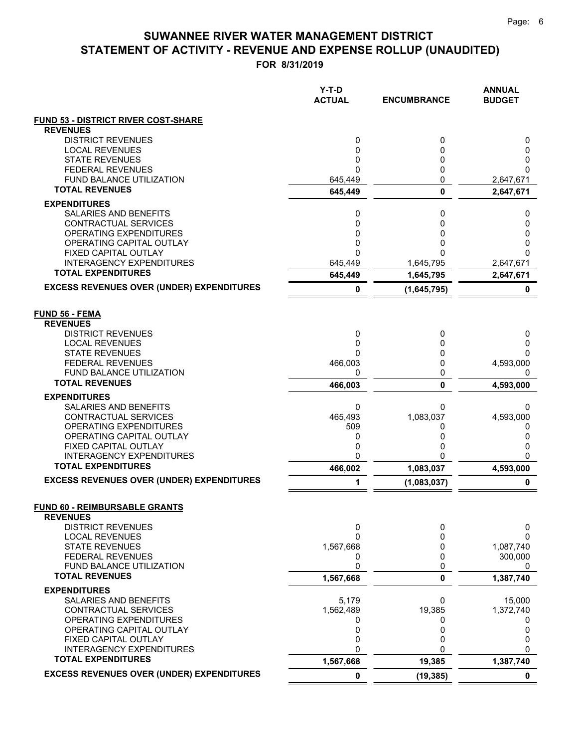# SUWANNEE RIVER WATER MANAGEMENT DISTRICT
# STATEMENT OF ACTIVITY - REVENUE AND EXPENSE ROLLUP (UNAUDITED)
## FOR 8/31/2019

| | Y-T-D ACTUAL | ENCUMBRANCE | ANNUAL BUDGET |
|---|---|---|---|
| **FUND 53 - DISTRICT RIVER COST-SHARE** | | | |
| **REVENUES** | | | |
| DISTRICT REVENUES | 0 | 0 | 0 |
| LOCAL REVENUES | 0 | 0 | 0 |
| STATE REVENUES | 0 | 0 | 0 |
| FEDERAL REVENUES | 0 | 0 | 0 |
| FUND BALANCE UTILIZATION | 645,449 | 0 | 2,647,671 |
| **TOTAL REVENUES** | **645,449** | **0** | **2,647,671** |
| **EXPENDITURES** | | | |
| SALARIES AND BENEFITS | 0 | 0 | 0 |
| CONTRACTUAL SERVICES | 0 | 0 | 0 |
| OPERATING EXPENDITURES | 0 | 0 | 0 |
| OPERATING CAPITAL OUTLAY | 0 | 0 | 0 |
| FIXED CAPITAL OUTLAY | 0 | 0 | 0 |
| INTERAGENCY EXPENDITURES | 645,449 | 1,645,795 | 2,647,671 |
| **TOTAL EXPENDITURES** | **645,449** | **1,645,795** | **2,647,671** |
| **EXCESS REVENUES OVER (UNDER) EXPENDITURES** | **0** | **(1,645,795)** | **0** |
| **FUND 56 - FEMA** | | | |
| **REVENUES** | | | |
| DISTRICT REVENUES | 0 | 0 | 0 |
| LOCAL REVENUES | 0 | 0 | 0 |
| STATE REVENUES | 0 | 0 | 0 |
| FEDERAL REVENUES | 466,003 | 0 | 4,593,000 |
| FUND BALANCE UTILIZATION | 0 | 0 | 0 |
| **TOTAL REVENUES** | **466,003** | **0** | **4,593,000** |
| **EXPENDITURES** | | | |
| SALARIES AND BENEFITS | 0 | 0 | 0 |
| CONTRACTUAL SERVICES | 465,493 | 1,083,037 | 4,593,000 |
| OPERATING EXPENDITURES | 509 | 0 | 0 |
| OPERATING CAPITAL OUTLAY | 0 | 0 | 0 |
| FIXED CAPITAL OUTLAY | 0 | 0 | 0 |
| INTERAGENCY EXPENDITURES | 0 | 0 | 0 |
| **TOTAL EXPENDITURES** | **466,002** | **1,083,037** | **4,593,000** |
| **EXCESS REVENUES OVER (UNDER) EXPENDITURES** | **1** | **(1,083,037)** | **0** |
| **FUND 60 - REIMBURSABLE GRANTS** | | | |
| **REVENUES** | | | |
| DISTRICT REVENUES | 0 | 0 | 0 |
| LOCAL REVENUES | 0 | 0 | 0 |
| STATE REVENUES | 1,567,668 | 0 | 1,087,740 |
| FEDERAL REVENUES | 0 | 0 | 300,000 |
| FUND BALANCE UTILIZATION | 0 | 0 | 0 |
| **TOTAL REVENUES** | **1,567,668** | **0** | **1,387,740** |
| **EXPENDITURES** | | | |
| SALARIES AND BENEFITS | 5,179 | 0 | 15,000 |
| CONTRACTUAL SERVICES | 1,562,489 | 19,385 | 1,372,740 |
| OPERATING EXPENDITURES | 0 | 0 | 0 |
| OPERATING CAPITAL OUTLAY | 0 | 0 | 0 |
| FIXED CAPITAL OUTLAY | 0 | 0 | 0 |
| INTERAGENCY EXPENDITURES | 0 | 0 | 0 |
| **TOTAL EXPENDITURES** | **1,567,668** | **19,385** | **1,387,740** |
| **EXCESS REVENUES OVER (UNDER) EXPENDITURES** | **0** | **(19,385)** | **0** |